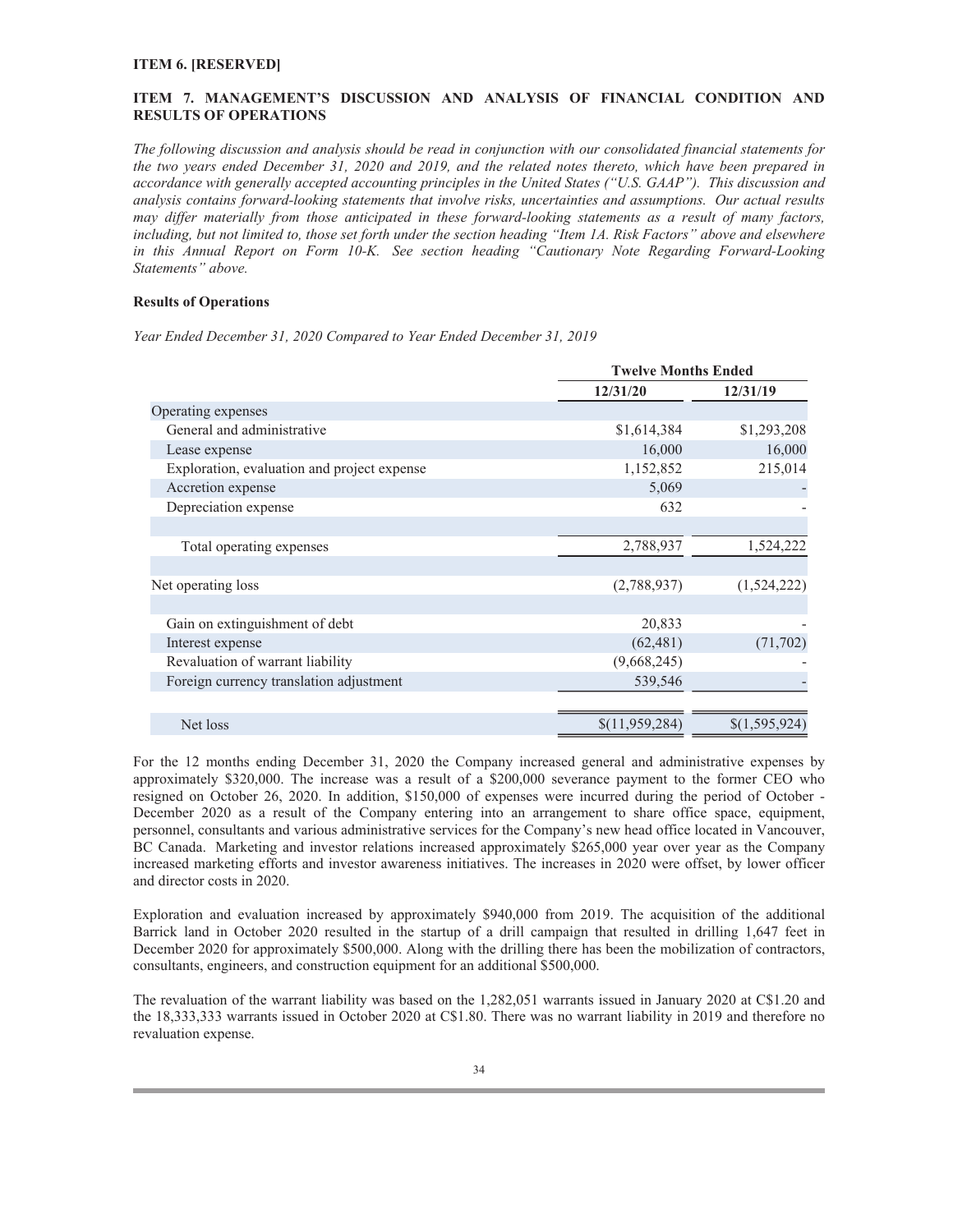**ITEM 6. [RESERVED]**

## ITEM 7. MANAGEMENT'S DISCUSSION AND ANALYSIS OF FINANCIAL CONDITION AND RESULTS OF OPERATIONS

*The following discussion and analysis should be read in conjunction with our consolidated financial statements for the two years ended December 31, 2020 and 2019, and the related notes thereto, which have been prepared in accordance with generally accepted accounting principles in the United States ("U.S. GAAP"). This discussion and analysis contains forward-looking statements that involve risks, uncertainties and assumptions. Our actual results may differ materially from those anticipated in these forward-looking statements as a result of many factors, including, but not limited to, those set forth under the section heading "Item 1A. Risk Factors" above and elsewhere in this Annual Report on Form 10-K. See section heading "Cautionary Note Regarding Forward-Looking Statements" above.*

### Results of Operations

*Year Ended December 31, 2020 Compared to Year Ended December 31, 2019*

| | Twelve Months Ended | |
|---|---|---|
| | 12/31/20 | 12/31/19 |
| Operating expenses | | |
| General and administrative | $1,614,384 | $1,293,208 |
| Lease expense | 16,000 | 16,000 |
| Exploration, evaluation and project expense | 1,152,852 | 215,014 |
| Accretion expense | 5,069 | - |
| Depreciation expense | 632 | - |
| Total operating expenses | 2,788,937 | 1,524,222 |
| Net operating loss | (2,788,937) | (1,524,222) |
| Gain on extinguishment of debt | 20,833 | - |
| Interest expense | (62,481) | (71,702) |
| Revaluation of warrant liability | (9,668,245) | - |
| Foreign currency translation adjustment | 539,546 | - |
| Net loss | $(11,959,284) | $(1,595,924) |

For the 12 months ending December 31, 2020 the Company increased general and administrative expenses by approximately $320,000. The increase was a result of a $200,000 severance payment to the former CEO who resigned on October 26, 2020. In addition, $150,000 of expenses were incurred during the period of October - December 2020 as a result of the Company entering into an arrangement to share office space, equipment, personnel, consultants and various administrative services for the Company's new head office located in Vancouver, BC Canada. Marketing and investor relations increased approximately $265,000 year over year as the Company increased marketing efforts and investor awareness initiatives. The increases in 2020 were offset, by lower officer and director costs in 2020.

Exploration and evaluation increased by approximately $940,000 from 2019. The acquisition of the additional Barrick land in October 2020 resulted in the startup of a drill campaign that resulted in drilling 1,647 feet in December 2020 for approximately $500,000. Along with the drilling there has been the mobilization of contractors, consultants, engineers, and construction equipment for an additional $500,000.

The revaluation of the warrant liability was based on the 1,282,051 warrants issued in January 2020 at C$1.20 and the 18,333,333 warrants issued in October 2020 at C$1.80. There was no warrant liability in 2019 and therefore no revaluation expense.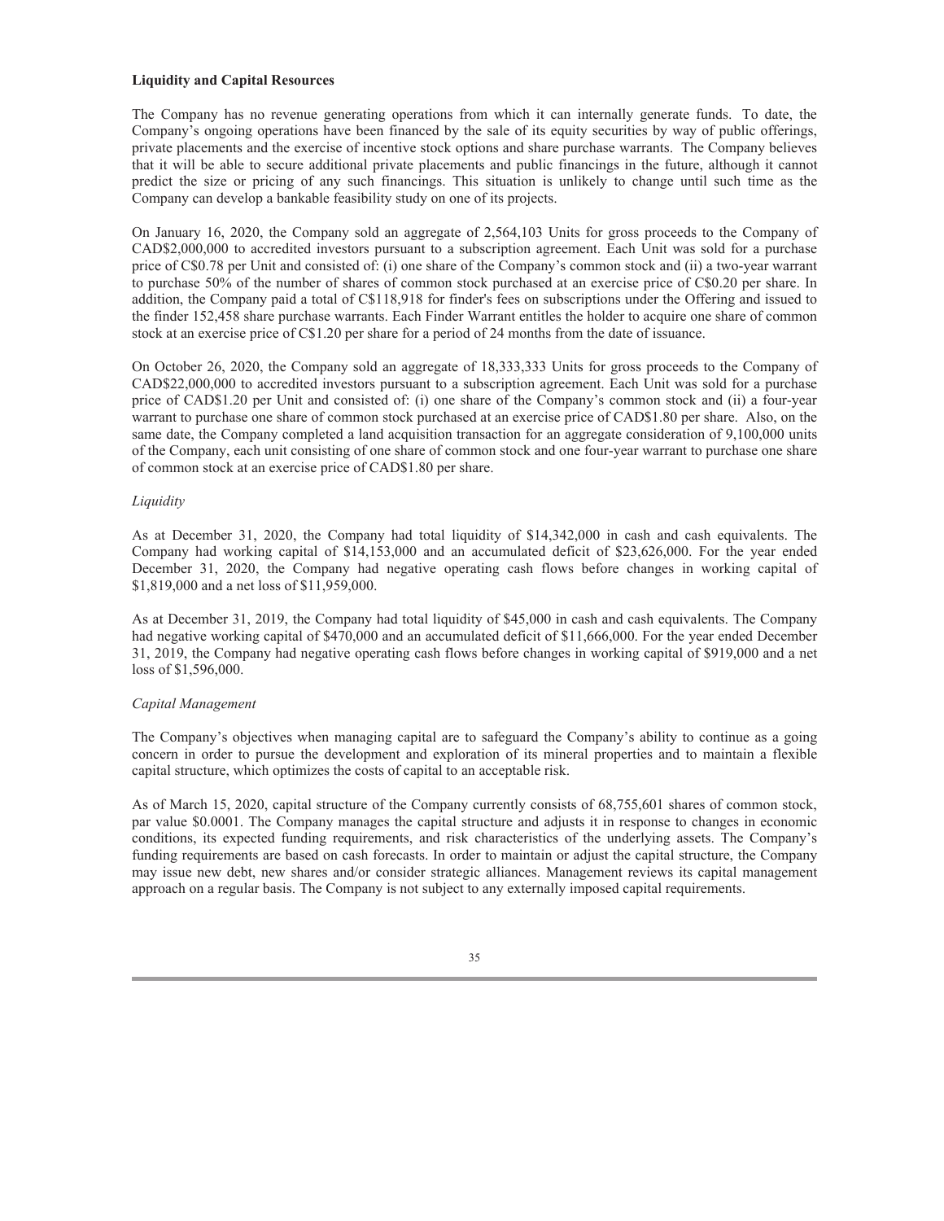**Liquidity and Capital Resources**

The Company has no revenue generating operations from which it can internally generate funds. To date, the Company's ongoing operations have been financed by the sale of its equity securities by way of public offerings, private placements and the exercise of incentive stock options and share purchase warrants. The Company believes that it will be able to secure additional private placements and public financings in the future, although it cannot predict the size or pricing of any such financings. This situation is unlikely to change until such time as the Company can develop a bankable feasibility study on one of its projects.

On January 16, 2020, the Company sold an aggregate of 2,564,103 Units for gross proceeds to the Company of CAD$2,000,000 to accredited investors pursuant to a subscription agreement. Each Unit was sold for a purchase price of C$0.78 per Unit and consisted of: (i) one share of the Company's common stock and (ii) a two-year warrant to purchase 50% of the number of shares of common stock purchased at an exercise price of C$0.20 per share. In addition, the Company paid a total of C$118,918 for finder's fees on subscriptions under the Offering and issued to the finder 152,458 share purchase warrants. Each Finder Warrant entitles the holder to acquire one share of common stock at an exercise price of C$1.20 per share for a period of 24 months from the date of issuance.

On October 26, 2020, the Company sold an aggregate of 18,333,333 Units for gross proceeds to the Company of CAD$22,000,000 to accredited investors pursuant to a subscription agreement. Each Unit was sold for a purchase price of CAD$1.20 per Unit and consisted of: (i) one share of the Company's common stock and (ii) a four-year warrant to purchase one share of common stock purchased at an exercise price of CAD$1.80 per share. Also, on the same date, the Company completed a land acquisition transaction for an aggregate consideration of 9,100,000 units of the Company, each unit consisting of one share of common stock and one four-year warrant to purchase one share of common stock at an exercise price of CAD$1.80 per share.

*Liquidity*

As at December 31, 2020, the Company had total liquidity of $14,342,000 in cash and cash equivalents. The Company had working capital of $14,153,000 and an accumulated deficit of $23,626,000. For the year ended December 31, 2020, the Company had negative operating cash flows before changes in working capital of $1,819,000 and a net loss of $11,959,000.

As at December 31, 2019, the Company had total liquidity of $45,000 in cash and cash equivalents. The Company had negative working capital of $470,000 and an accumulated deficit of $11,666,000. For the year ended December 31, 2019, the Company had negative operating cash flows before changes in working capital of $919,000 and a net loss of $1,596,000.

*Capital Management*

The Company's objectives when managing capital are to safeguard the Company's ability to continue as a going concern in order to pursue the development and exploration of its mineral properties and to maintain a flexible capital structure, which optimizes the costs of capital to an acceptable risk.

As of March 15, 2020, capital structure of the Company currently consists of 68,755,601 shares of common stock, par value $0.0001. The Company manages the capital structure and adjusts it in response to changes in economic conditions, its expected funding requirements, and risk characteristics of the underlying assets. The Company's funding requirements are based on cash forecasts. In order to maintain or adjust the capital structure, the Company may issue new debt, new shares and/or consider strategic alliances. Management reviews its capital management approach on a regular basis. The Company is not subject to any externally imposed capital requirements.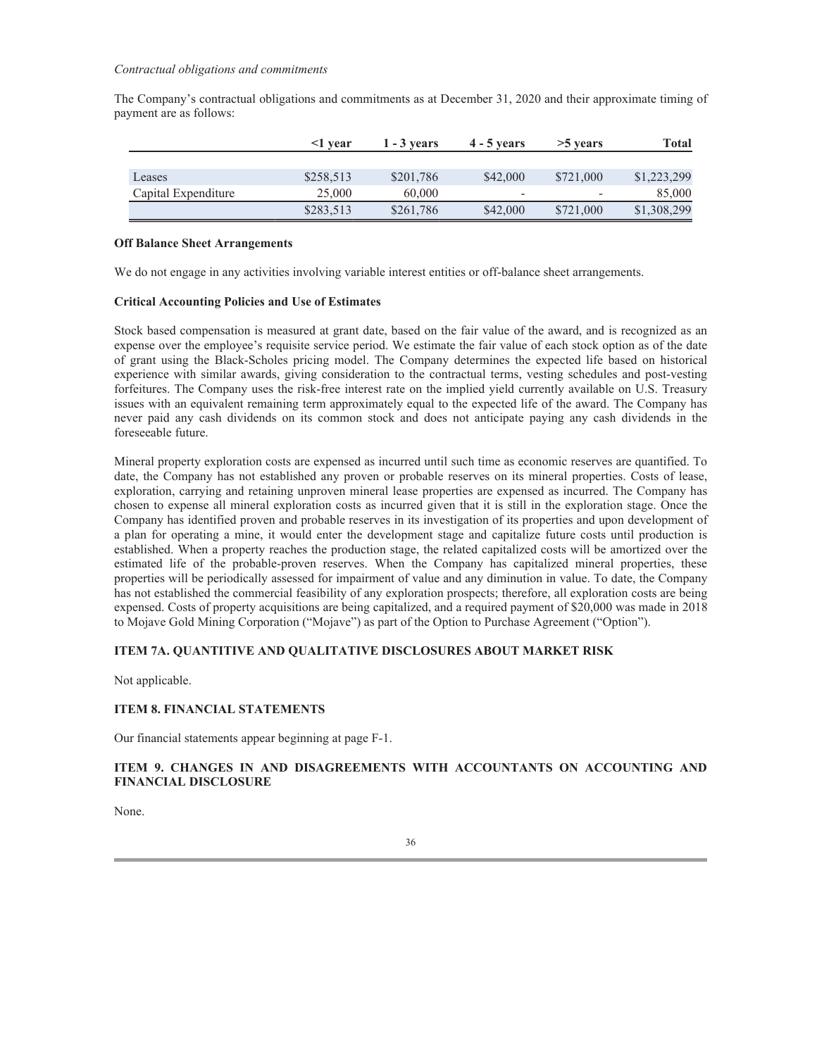*Contractual obligations and commitments*

The Company's contractual obligations and commitments as at December 31, 2020 and their approximate timing of payment are as follows:

| | <1 year | 1 - 3 years | 4 - 5 years | >5 years | Total |
|---|---|---|---|---|---|
| Leases | $258,513 | $201,786 | $42,000 | $721,000 | $1,223,299 |
| Capital Expenditure | 25,000 | 60,000 | - | - | 85,000 |
| | $283,513 | $261,786 | $42,000 | $721,000 | $1,308,299 |

**Off Balance Sheet Arrangements**

We do not engage in any activities involving variable interest entities or off-balance sheet arrangements.

**Critical Accounting Policies and Use of Estimates**

Stock based compensation is measured at grant date, based on the fair value of the award, and is recognized as an expense over the employee's requisite service period. We estimate the fair value of each stock option as of the date of grant using the Black-Scholes pricing model. The Company determines the expected life based on historical experience with similar awards, giving consideration to the contractual terms, vesting schedules and post-vesting forfeitures. The Company uses the risk-free interest rate on the implied yield currently available on U.S. Treasury issues with an equivalent remaining term approximately equal to the expected life of the award. The Company has never paid any cash dividends on its common stock and does not anticipate paying any cash dividends in the foreseeable future.

Mineral property exploration costs are expensed as incurred until such time as economic reserves are quantified. To date, the Company has not established any proven or probable reserves on its mineral properties. Costs of lease, exploration, carrying and retaining unproven mineral lease properties are expensed as incurred. The Company has chosen to expense all mineral exploration costs as incurred given that it is still in the exploration stage. Once the Company has identified proven and probable reserves in its investigation of its properties and upon development of a plan for operating a mine, it would enter the development stage and capitalize future costs until production is established. When a property reaches the production stage, the related capitalized costs will be amortized over the estimated life of the probable-proven reserves. When the Company has capitalized mineral properties, these properties will be periodically assessed for impairment of value and any diminution in value. To date, the Company has not established the commercial feasibility of any exploration prospects; therefore, all exploration costs are being expensed. Costs of property acquisitions are being capitalized, and a required payment of $20,000 was made in 2018 to Mojave Gold Mining Corporation ("Mojave") as part of the Option to Purchase Agreement ("Option").

**ITEM 7A. QUANTITIVE AND QUALITATIVE DISCLOSURES ABOUT MARKET RISK**

Not applicable.

**ITEM 8. FINANCIAL STATEMENTS**

Our financial statements appear beginning at page F-1.

**ITEM 9. CHANGES IN AND DISAGREEMENTS WITH ACCOUNTANTS ON ACCOUNTING AND FINANCIAL DISCLOSURE**

None.